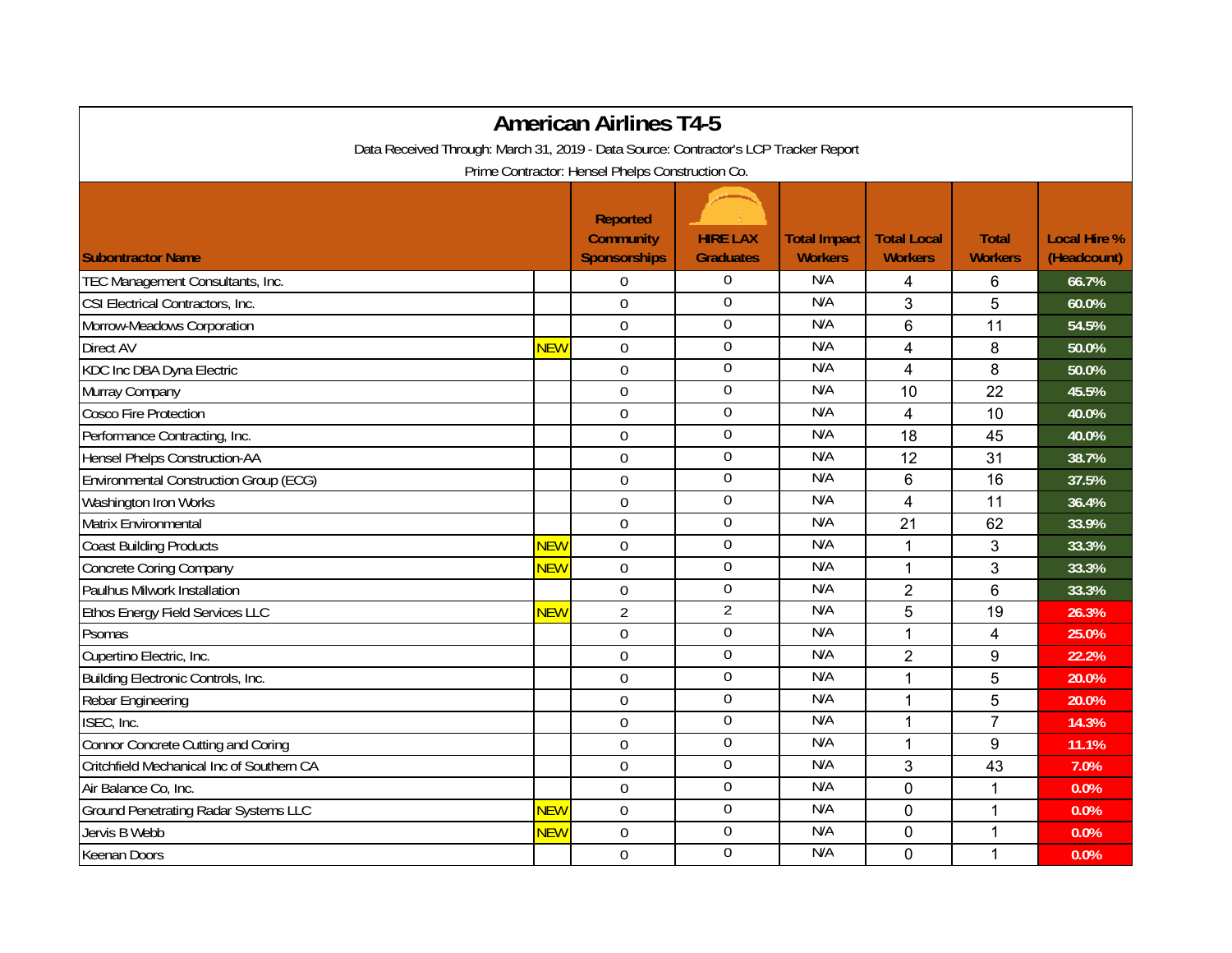# American Airlines T4-5

Data Received Through: March 31, 2019 - Data Source: Contractor's LCP Tracker Report

Prime Contractor: Hensel Phelps Construction Co.

| Subontractor Name | | Reported Community Sponsorships | HIRE LAX Graduates | Total Impact Workers | Total Local Workers | Total Workers | Local Hire % (Headcount) |
|---|---|---|---|---|---|---|---|
| TEC Management Consultants, Inc. | | 0 | 0 | N/A | 4 | 6 | 66.7% |
| CSI Electrical Contractors, Inc. | | 0 | 0 | N/A | 3 | 5 | 60.0% |
| Morrow-Meadows Corporation | | 0 | 0 | N/A | 6 | 11 | 54.5% |
| Direct AV | NEW | 0 | 0 | N/A | 4 | 8 | 50.0% |
| KDC Inc DBA Dyna Electric | | 0 | 0 | N/A | 4 | 8 | 50.0% |
| Murray Company | | 0 | 0 | N/A | 10 | 22 | 45.5% |
| Cosco Fire Protection | | 0 | 0 | N/A | 4 | 10 | 40.0% |
| Performance Contracting, Inc. | | 0 | 0 | N/A | 18 | 45 | 40.0% |
| Hensel Phelps Construction-AA | | 0 | 0 | N/A | 12 | 31 | 38.7% |
| Environmental Construction Group (ECG) | | 0 | 0 | N/A | 6 | 16 | 37.5% |
| Washington Iron Works | | 0 | 0 | N/A | 4 | 11 | 36.4% |
| Matrix Environmental | | 0 | 0 | N/A | 21 | 62 | 33.9% |
| Coast Building Products | NEW | 0 | 0 | N/A | 1 | 3 | 33.3% |
| Concrete Coring Company | NEW | 0 | 0 | N/A | 1 | 3 | 33.3% |
| Paulhus Millwork Installation | | 0 | 0 | N/A | 2 | 6 | 33.3% |
| Ethos Energy Field Services LLC | NEW | 2 | 2 | N/A | 5 | 19 | 26.3% |
| Psomas | | 0 | 0 | N/A | 1 | 4 | 25.0% |
| Cupertino Electric, Inc. | | 0 | 0 | N/A | 2 | 9 | 22.2% |
| Building Electronic Controls, Inc. | | 0 | 0 | N/A | 1 | 5 | 20.0% |
| Rebar Engineering | | 0 | 0 | N/A | 1 | 5 | 20.0% |
| ISEC, Inc. | | 0 | 0 | N/A | 1 | 7 | 14.3% |
| Connor Concrete Cutting and Coring | | 0 | 0 | N/A | 1 | 9 | 11.1% |
| Critchfield Mechanical Inc of Southern CA | | 0 | 0 | N/A | 3 | 43 | 7.0% |
| Air Balance Co, Inc. | | 0 | 0 | N/A | 0 | 1 | 0.0% |
| Ground Penetrating Radar Systems LLC | NEW | 0 | 0 | N/A | 0 | 1 | 0.0% |
| Jervis B Webb | NEW | 0 | 0 | N/A | 0 | 1 | 0.0% |
| Keenan Doors | | 0 | 0 | N/A | 0 | 1 | 0.0% |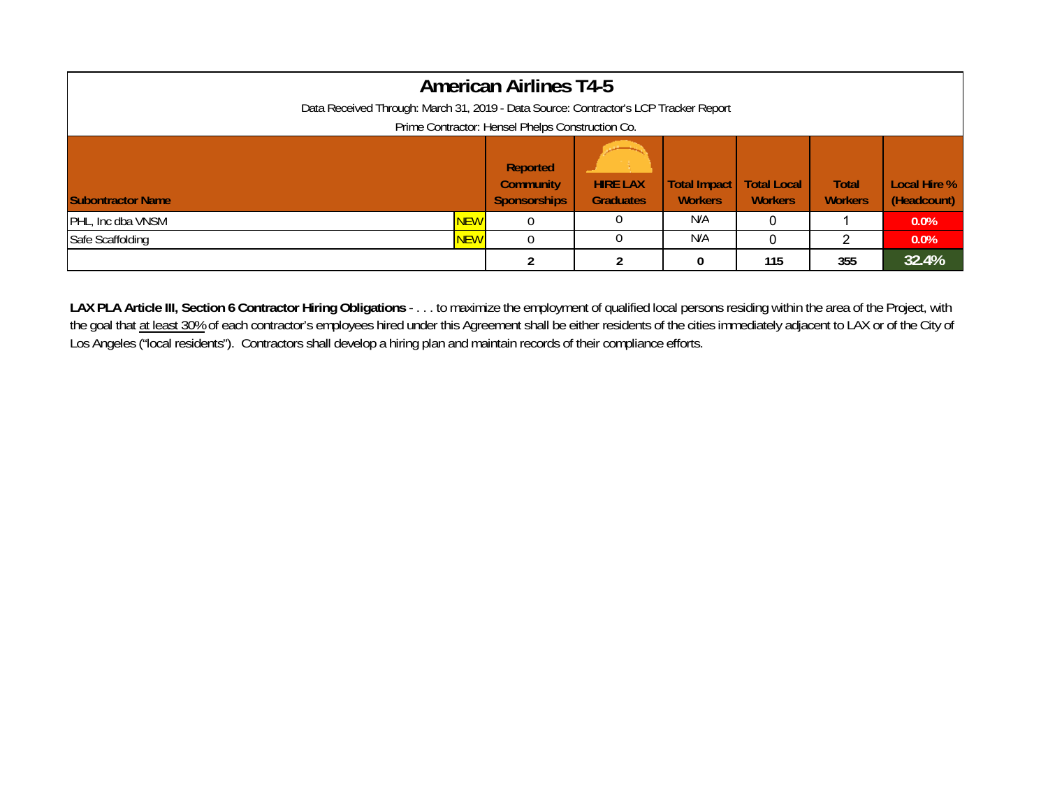# American Airlines T4-5

Data Received Through: March 31, 2019 - Data Source: Contractor's LCP Tracker Report

Prime Contractor: Hensel Phelps Construction Co.

| Subontractor Name | | Reported Community Sponsorships | HIRE LAX Graduates | Total Impact Workers | Total Local Workers | Total Workers | Local Hire % (Headcount) |
|---|---|---|---|---|---|---|---|
| PHL, Inc dba VNSM | NEW | 0 | 0 | N/A | 0 | 1 | 0.0% |
| Safe Scaffolding | NEW | 0 | 0 | N/A | 0 | 2 | 0.0% |
| | | 2 | 2 | 0 | 115 | 355 | 32.4% |

**LAX PLA Article III, Section 6 Contractor Hiring Obligations** - . . . to maximize the employment of qualified local persons residing within the area of the Project, with the goal that at least 30% of each contractor's employees hired under this Agreement shall be either residents of the cities immediately adjacent to LAX or of the City of Los Angeles ("local residents"). Contractors shall develop a hiring plan and maintain records of their compliance efforts.